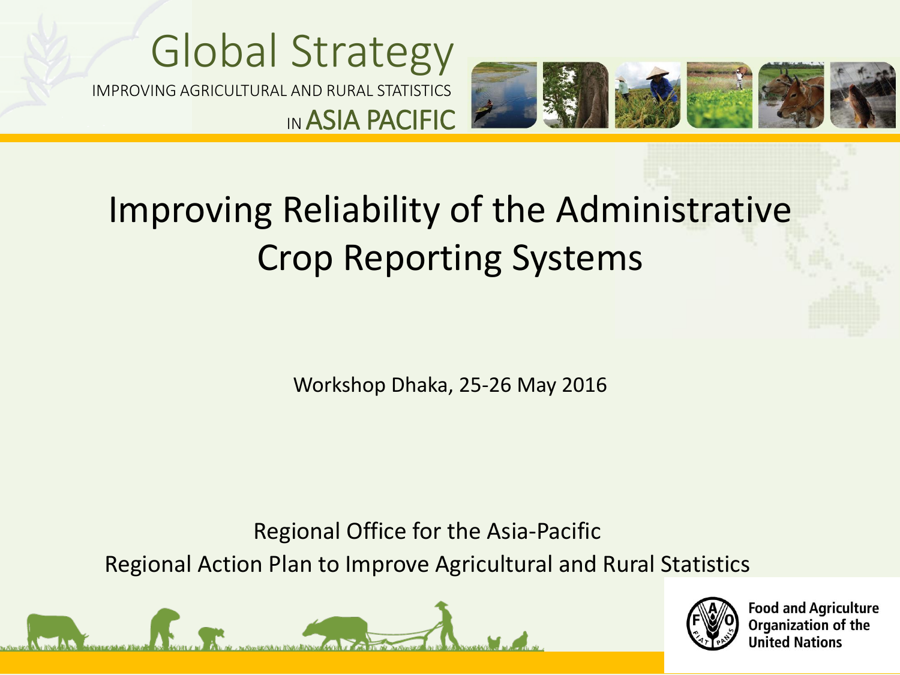Global Strategy

IMPROVING AGRICULTURAL AND RURAL STATISTICS IN ASIA PACIFIC

# Improving Reliability of the Administrative Crop Reporting Systems

Workshop Dhaka, 25-26 May 2016

Regional Office for the Asia-Pacific

Regional Action Plan to Improve Agricultural and Rural Statistics

Food and Agriculture Organization of the United Nations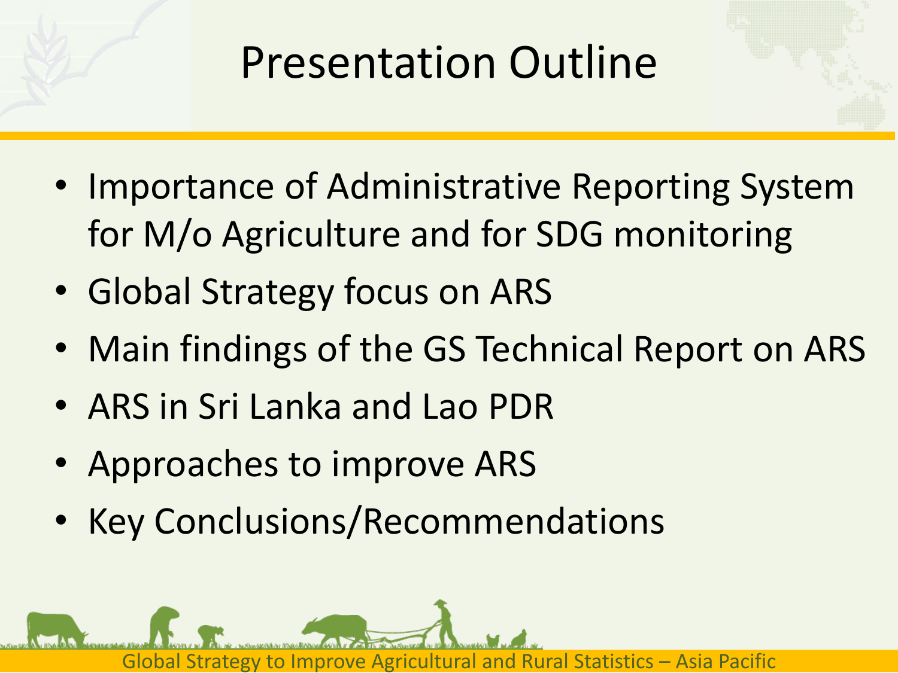# Presentation Outline

- Importance of Administrative Reporting System for M/o Agriculture and for SDG monitoring
- Global Strategy focus on ARS
- Main findings of the GS Technical Report on ARS
- ARS in Sri Lanka and Lao PDR
- Approaches to improve ARS
- Key Conclusions/Recommendations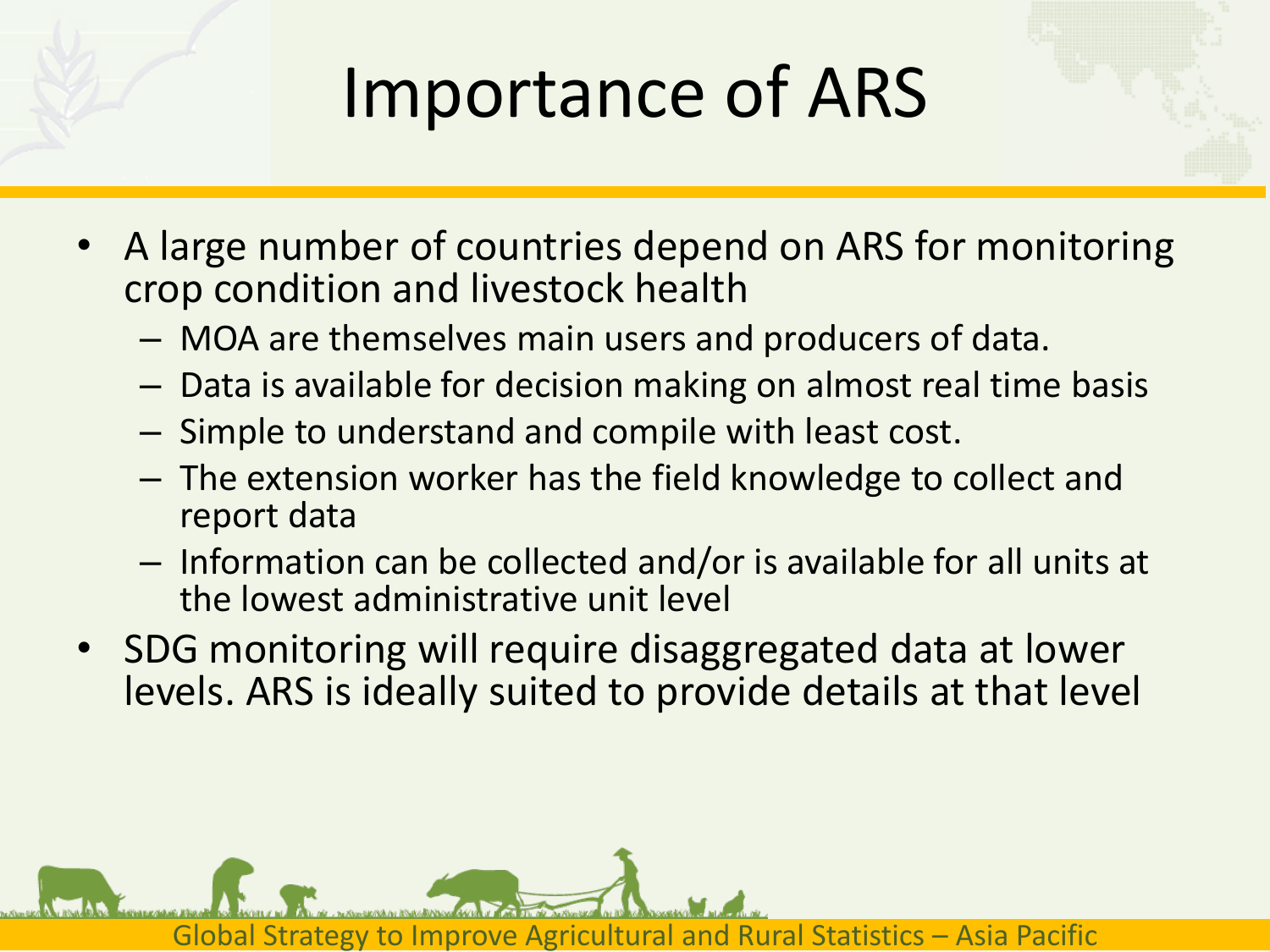# Importance of ARS

- A large number of countries depend on ARS for monitoring crop condition and livestock health
  - MOA are themselves main users and producers of data.
  - Data is available for decision making on almost real time basis
  - Simple to understand and compile with least cost.
  - The extension worker has the field knowledge to collect and report data
  - Information can be collected and/or is available for all units at the lowest administrative unit level
- SDG monitoring will require disaggregated data at lower levels. ARS is ideally suited to provide details at that level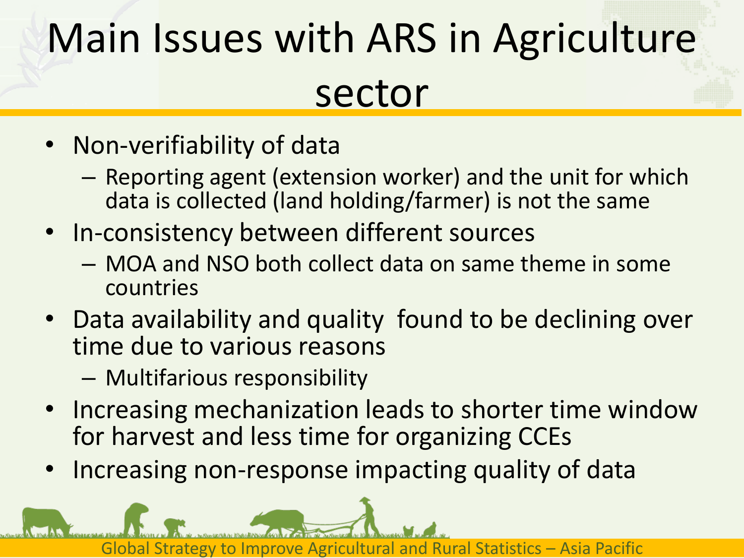# Main Issues with ARS in Agriculture sector

- Non-verifiability of data
  - Reporting agent (extension worker) and the unit for which data is collected (land holding/farmer) is not the same
- In-consistency between different sources
  - MOA and NSO both collect data on same theme in some countries
- Data availability and quality found to be declining over time due to various reasons
  - Multifarious responsibility
- Increasing mechanization leads to shorter time window for harvest and less time for organizing CCEs
- Increasing non-response impacting quality of data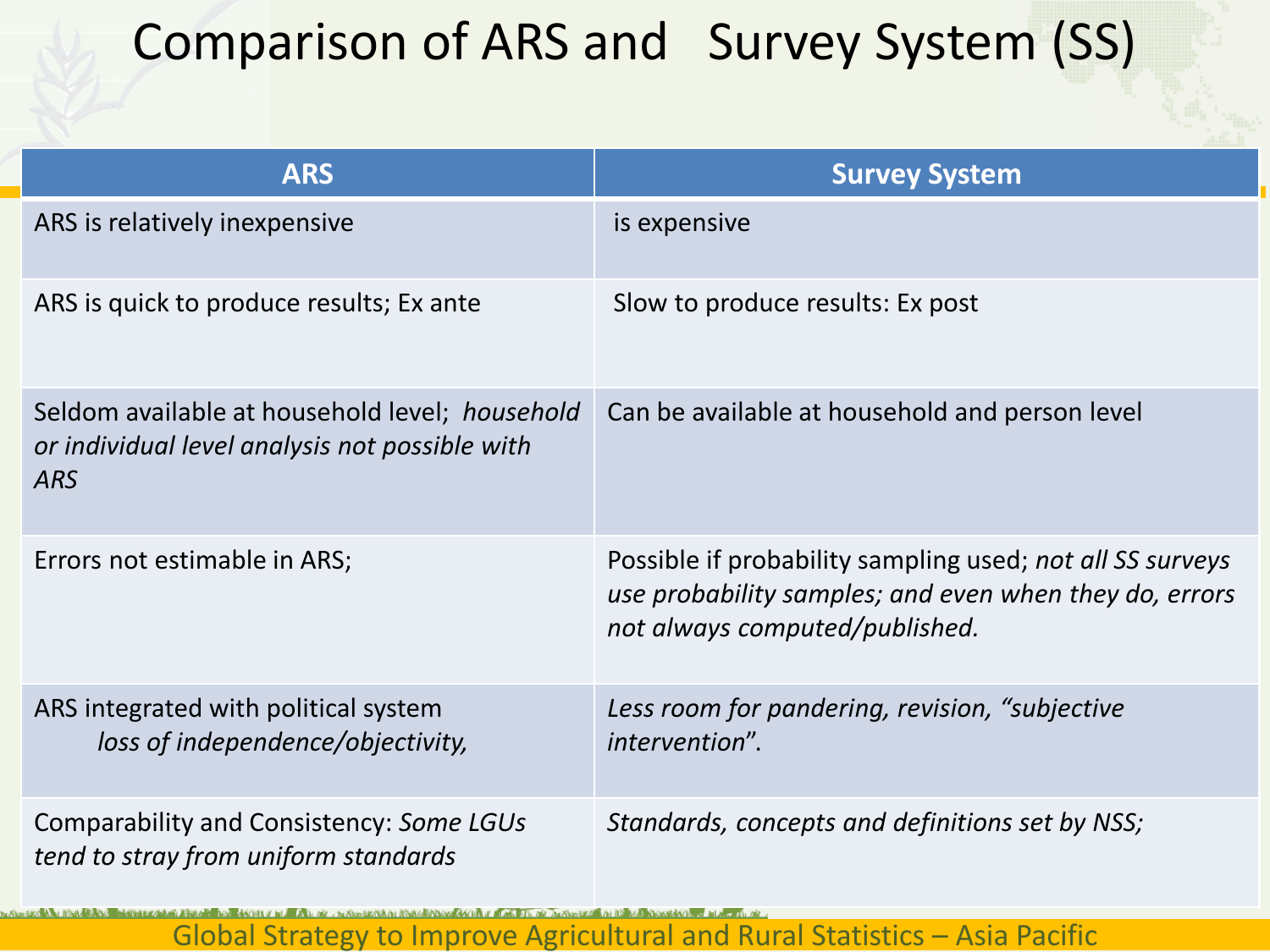# Comparison of ARS and Survey System (SS)

| ARS | Survey System |
|---|---|
| ARS is relatively inexpensive | is expensive |
| ARS is quick to produce results; Ex ante | Slow to produce results: Ex post |
| Seldom available at household level; *household or individual level analysis not possible with ARS* | Can be available at household and person level |
| Errors not estimable in ARS; | Possible if probability sampling used; *not all SS surveys use probability samples; and even when they do, errors not always computed/published.* |
| ARS integrated with political system *loss of independence/objectivity,* | *Less room for pandering, revision, "subjective intervention*". |
| Comparability and Consistency: *Some LGUs tend to stray from uniform standards* | *Standards, concepts and definitions set by NSS;* |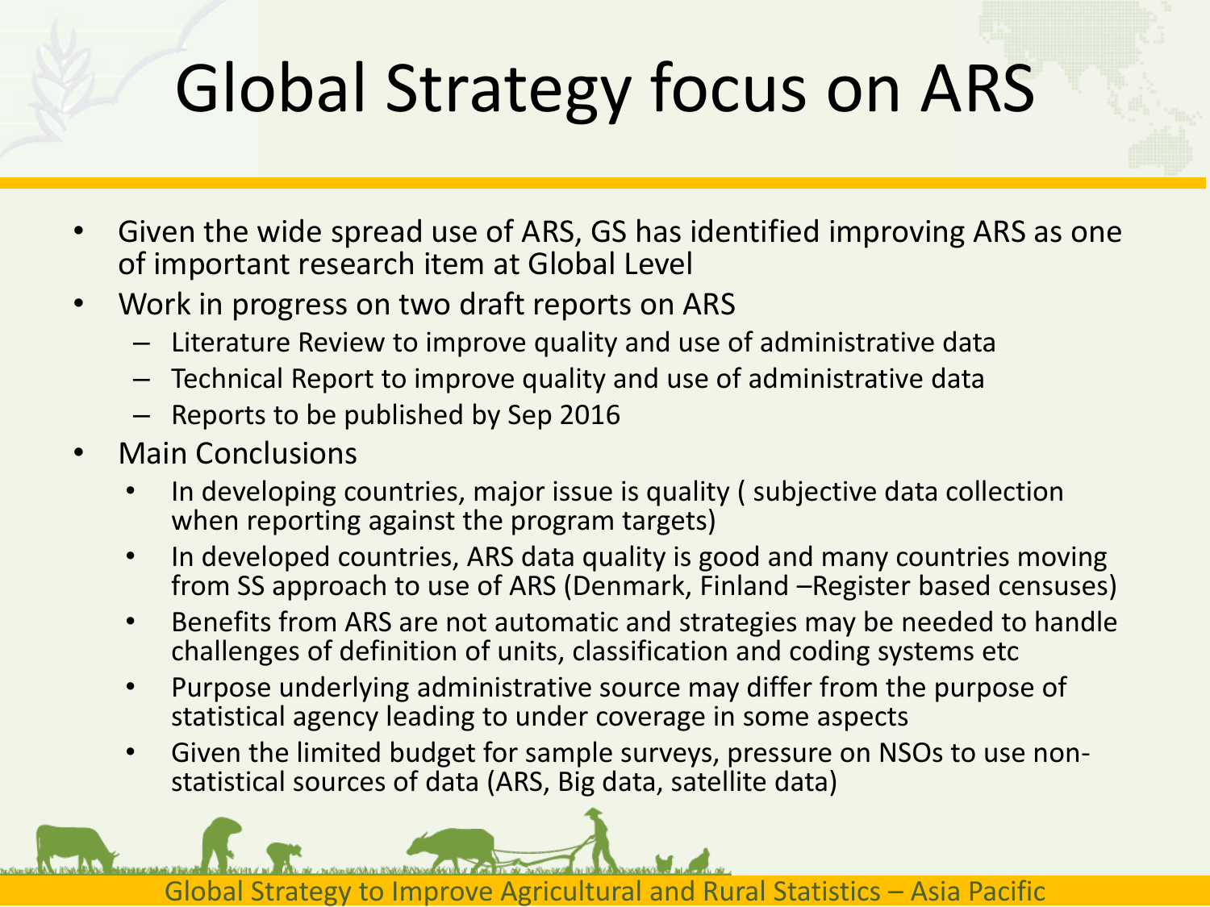# Global Strategy focus on ARS

- Given the wide spread use of ARS, GS has identified improving ARS as one of important research item at Global Level
- Work in progress on two draft reports on ARS
  - Literature Review to improve quality and use of administrative data
  - Technical Report to improve quality and use of administrative data
  - Reports to be published by Sep 2016
- Main Conclusions
  - In developing countries, major issue is quality ( subjective data collection when reporting against the program targets)
  - In developed countries, ARS data quality is good and many countries moving from SS approach to use of ARS (Denmark, Finland –Register based censuses)
  - Benefits from ARS are not automatic and strategies may be needed to handle challenges of definition of units, classification and coding systems etc
  - Purpose underlying administrative source may differ from the purpose of statistical agency leading to under coverage in some aspects
  - Given the limited budget for sample surveys, pressure on NSOs to use non-statistical sources of data (ARS, Big data, satellite data)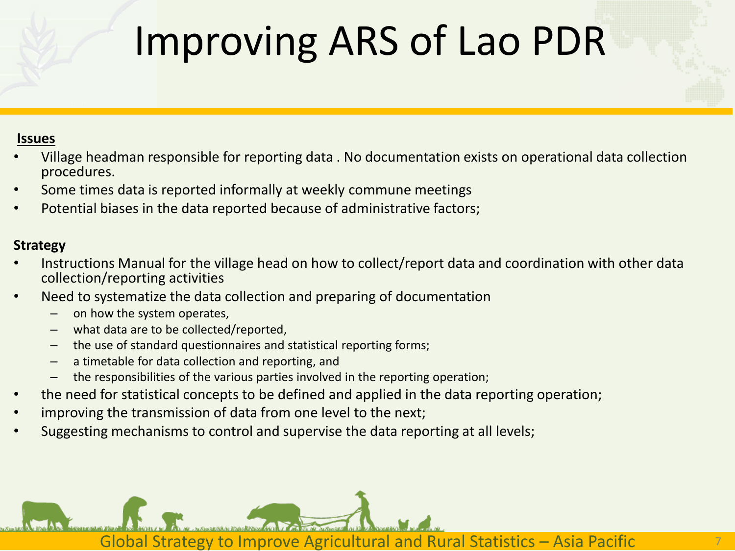# Improving ARS of Lao PDR

**Issues**

- Village headman responsible for reporting data . No documentation exists on operational data collection procedures.
- Some times data is reported informally at weekly commune meetings
- Potential biases in the data reported because of administrative factors;

**Strategy**

- Instructions Manual for the village head on how to collect/report data and coordination with other data collection/reporting activities
- Need to systematize the data collection and preparing of documentation
  - on how the system operates,
  - what data are to be collected/reported,
  - the use of standard questionnaires and statistical reporting forms;
  - a timetable for data collection and reporting, and
  - the responsibilities of the various parties involved in the reporting operation;
- the need for statistical concepts to be defined and applied in the data reporting operation;
- improving the transmission of data from one level to the next;
- Suggesting mechanisms to control and supervise the data reporting at all levels;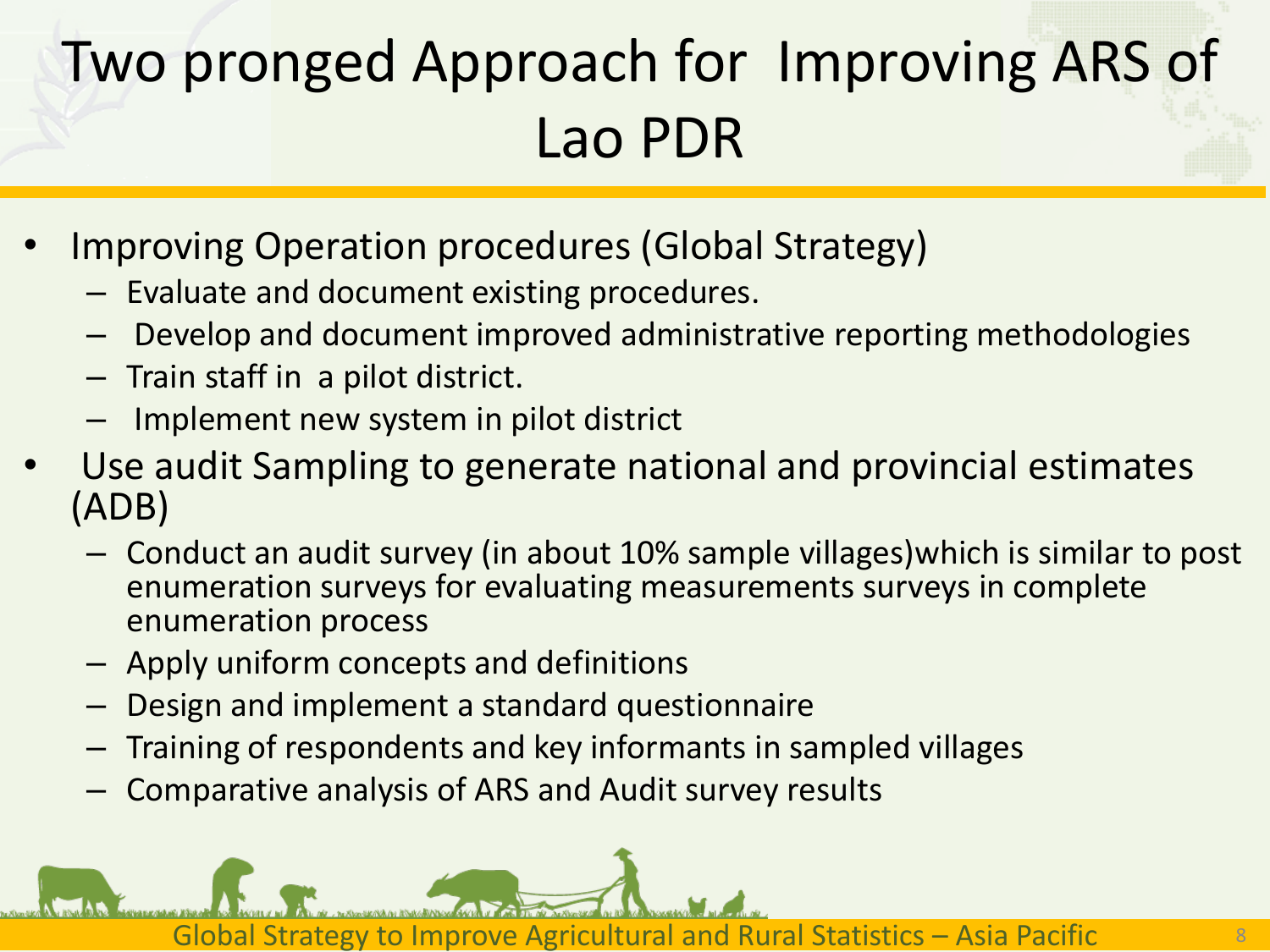# Two pronged Approach for Improving ARS of Lao PDR

- Improving Operation procedures (Global Strategy)
  - Evaluate and document existing procedures.
  - Develop and document improved administrative reporting methodologies
  - Train staff in a pilot district.
  - Implement new system in pilot district
- Use audit Sampling to generate national and provincial estimates (ADB)
  - Conduct an audit survey (in about 10% sample villages)which is similar to post enumeration surveys for evaluating measurements surveys in complete enumeration process
  - Apply uniform concepts and definitions
  - Design and implement a standard questionnaire
  - Training of respondents and key informants in sampled villages
  - Comparative analysis of ARS and Audit survey results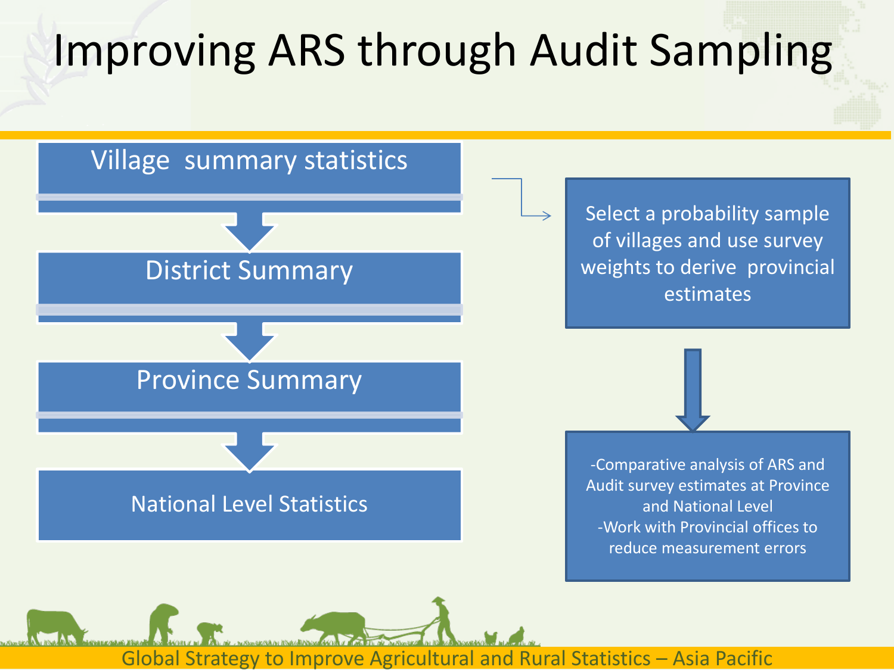# Improving ARS through Audit Sampling

- Village summary statistics
- District Summary
- Province Summary
- National Level Statistics

Select a probability sample of villages and use survey weights to derive provincial estimates

-Comparative analysis of ARS and Audit survey estimates at Province and National Level
-Work with Provincial offices to reduce measurement errors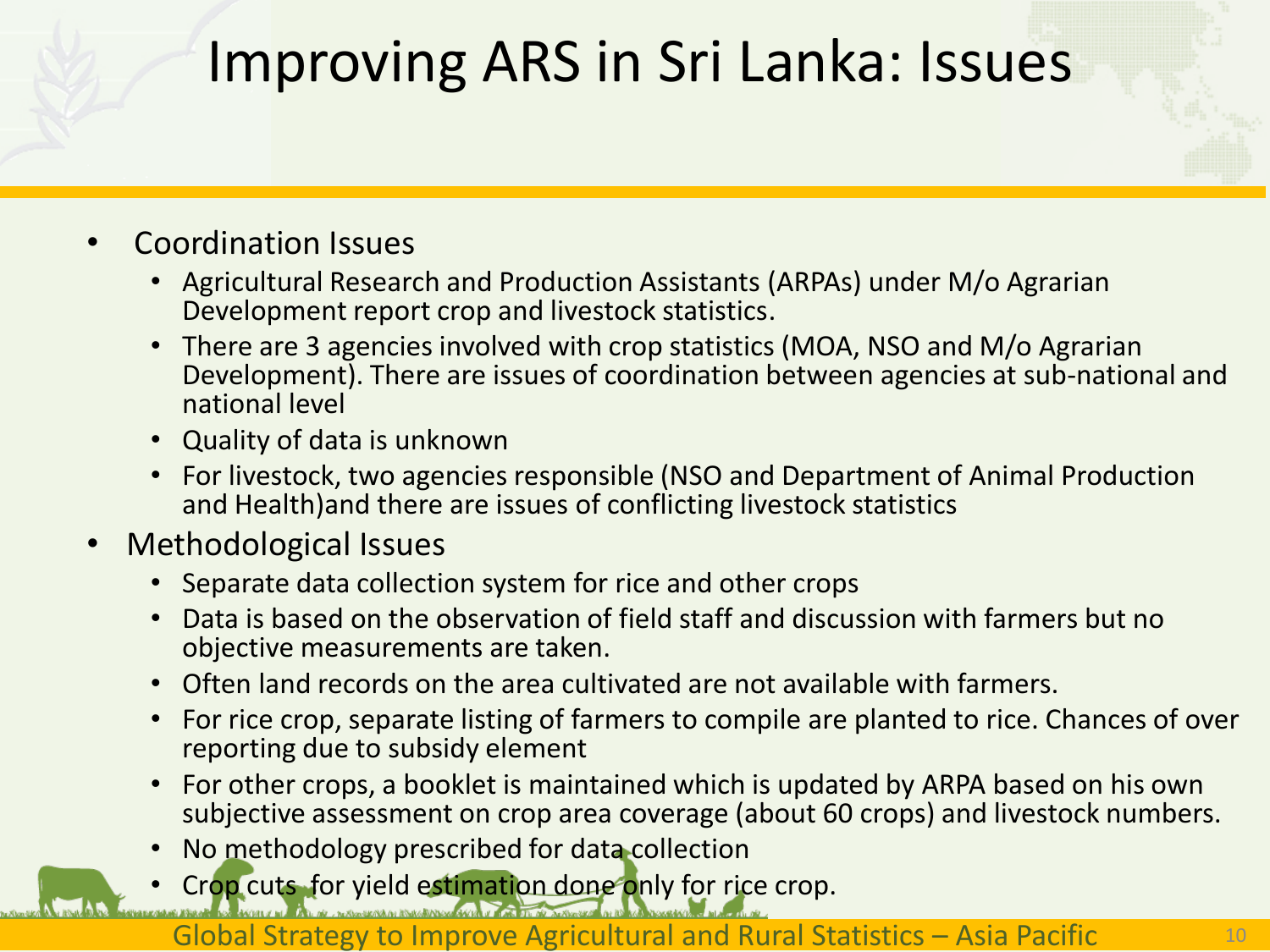# Improving ARS in Sri Lanka: Issues

- Coordination Issues
  - Agricultural Research and Production Assistants (ARPAs) under M/o Agrarian Development report crop and livestock statistics.
  - There are 3 agencies involved with crop statistics (MOA, NSO and M/o Agrarian Development). There are issues of coordination between agencies at sub-national and national level
  - Quality of data is unknown
  - For livestock, two agencies responsible (NSO and Department of Animal Production and Health)and there are issues of conflicting livestock statistics
- Methodological Issues
  - Separate data collection system for rice and other crops
  - Data is based on the observation of field staff and discussion with farmers but no objective measurements are taken.
  - Often land records on the area cultivated are not available with farmers.
  - For rice crop, separate listing of farmers to compile are planted to rice. Chances of over reporting due to subsidy element
  - For other crops, a booklet is maintained which is updated by ARPA based on his own subjective assessment on crop area coverage (about 60 crops) and livestock numbers.
  - No methodology prescribed for data collection
  - Crop cuts for yield estimation done only for rice crop.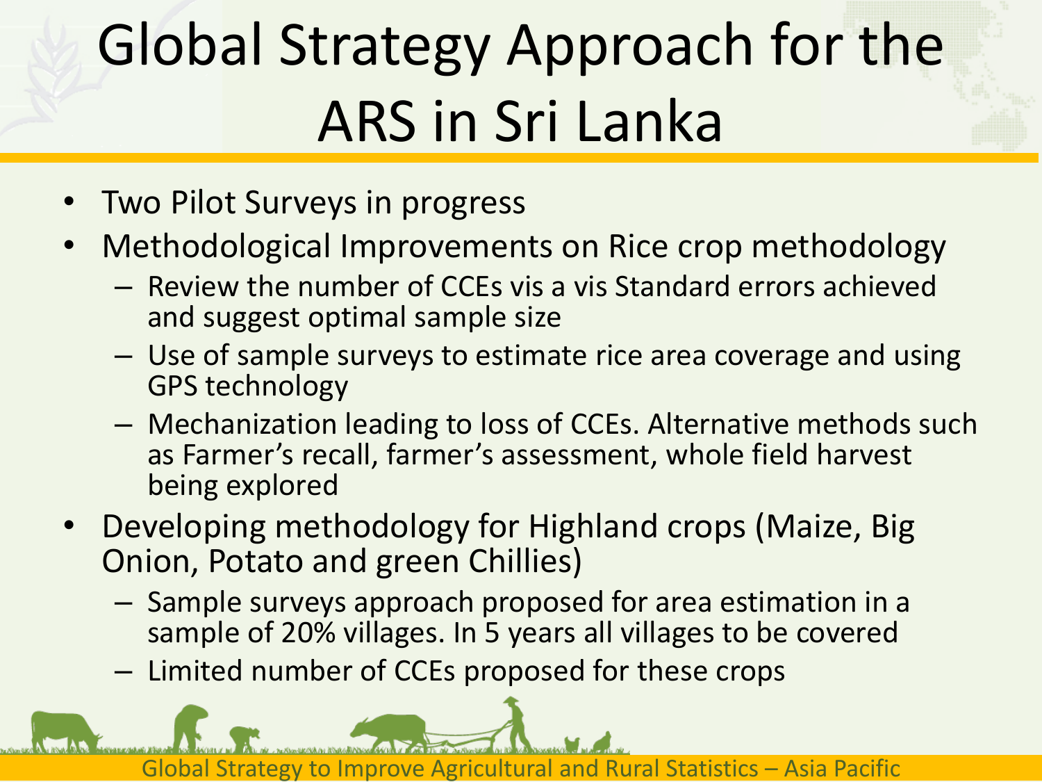# Global Strategy Approach for the ARS in Sri Lanka

- Two Pilot Surveys in progress
- Methodological Improvements on Rice crop methodology
  - Review the number of CCEs vis a vis Standard errors achieved and suggest optimal sample size
  - Use of sample surveys to estimate rice area coverage and using GPS technology
  - Mechanization leading to loss of CCEs. Alternative methods such as Farmer's recall, farmer's assessment, whole field harvest being explored
- Developing methodology for Highland crops (Maize, Big Onion, Potato and green Chillies)
  - Sample surveys approach proposed for area estimation in a sample of 20% villages. In 5 years all villages to be covered
  - Limited number of CCEs proposed for these crops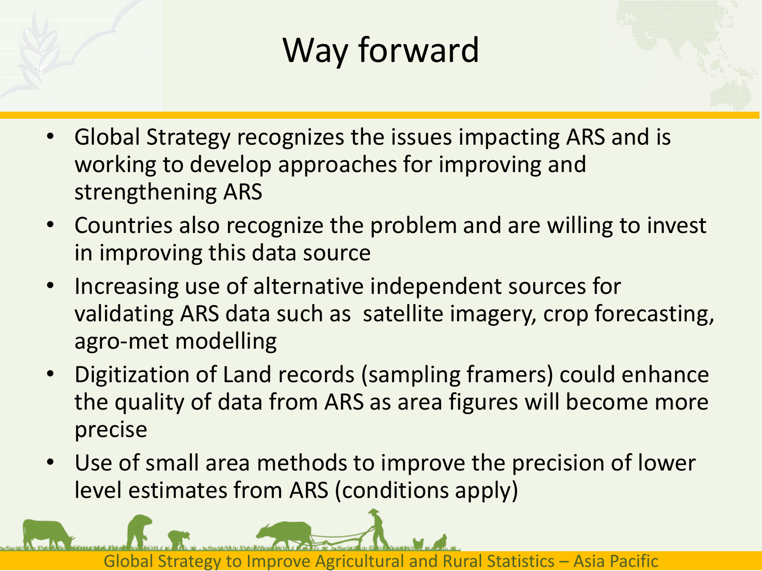# Way forward

- Global Strategy recognizes the issues impacting ARS and is working to develop approaches for improving and strengthening ARS
- Countries also recognize the problem and are willing to invest in improving this data source
- Increasing use of alternative independent sources for validating ARS data such as  satellite imagery, crop forecasting, agro-met modelling
- Digitization of Land records (sampling framers) could enhance the quality of data from ARS as area figures will become more precise
- Use of small area methods to improve the precision of lower level estimates from ARS (conditions apply)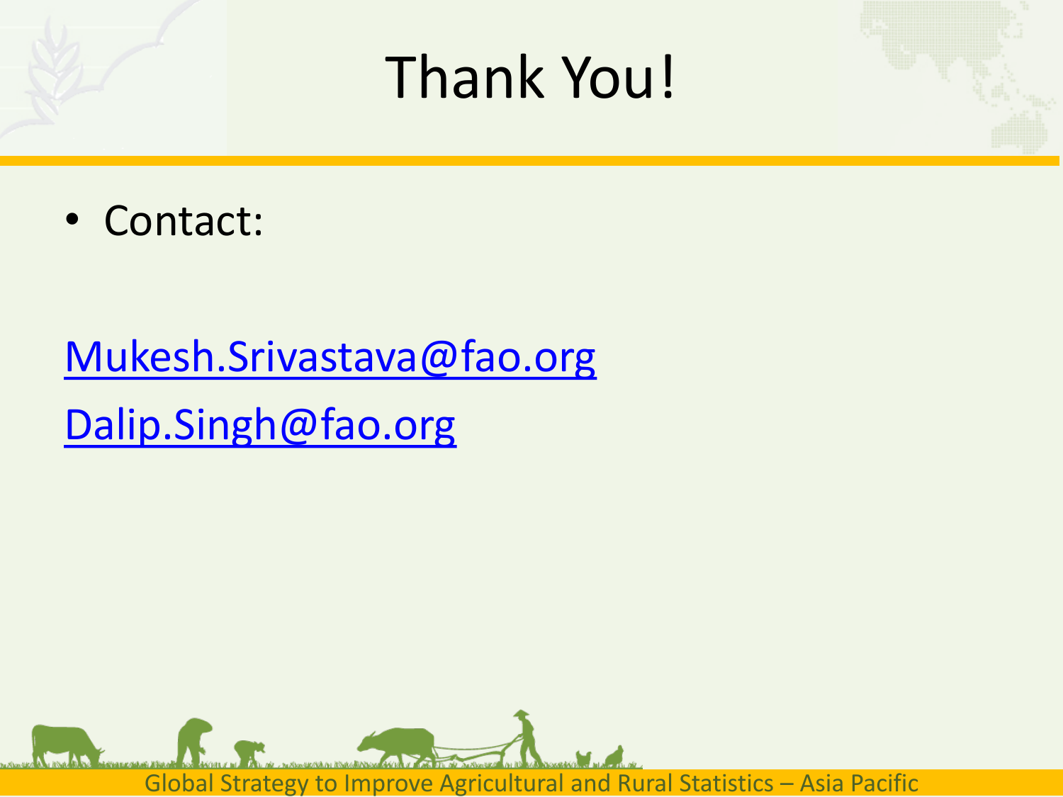# Thank You!

- Contact:

Mukesh.Srivastava@fao.org

Dalip.Singh@fao.org